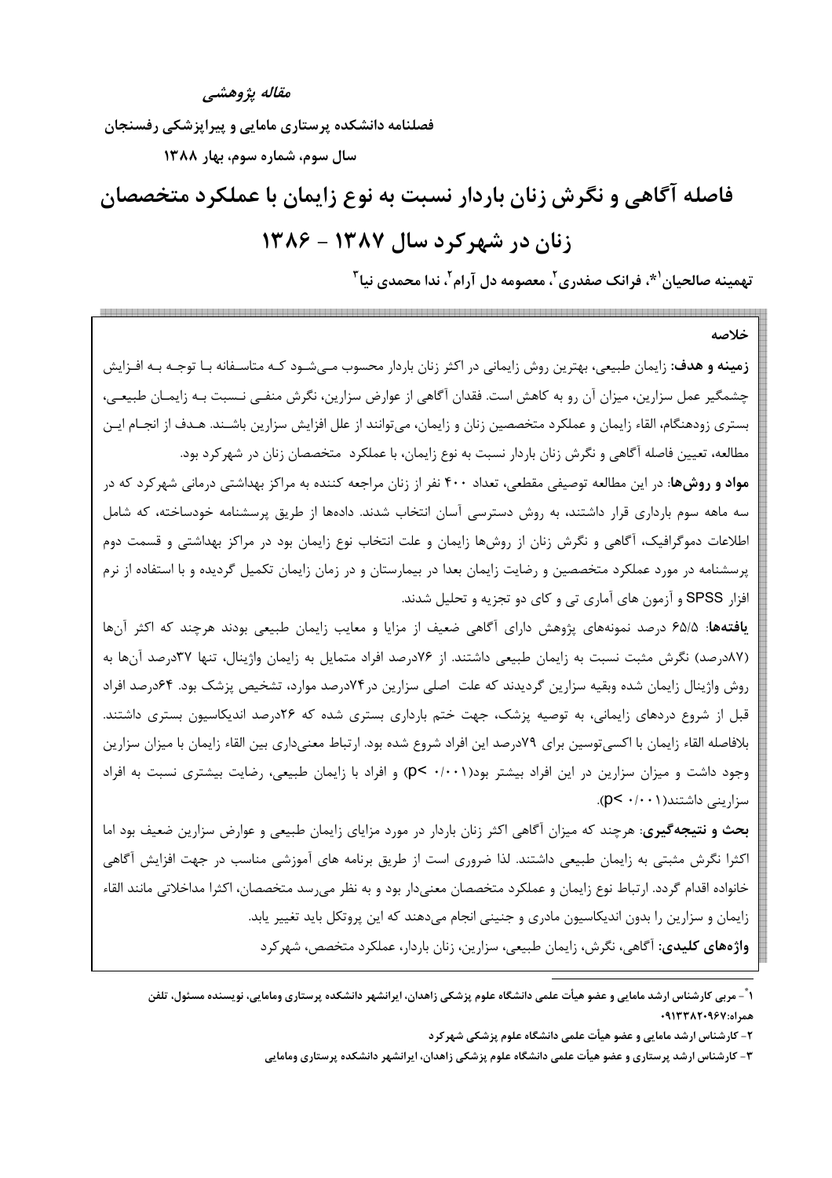*مقاله پژوهشی*

**فصلنامه دانشکده پرستاری مامایی و پیراپزشکی رفسنجان**

**سال سوم، شماره سوم، بهار ۱۳۸۸**

# فاصله آگاهی و نگرش زنان باردار نسبت به نوع زایمان با عملکرد متخصصان زنان در شهرکرد سال ۱۳۸۷ - ۱۳۸۶

**تهمینه صالحیان[1]*، فرانک صفدری[2]، معصومه دل آرام[2]، ندا محمدی نیا[3]**

## خلاصه

**زمینه و هدف:** زایمان طبیعی، بهترین روش زایمانی در اکثر زنان باردار محسوب می‌شود که متاسفانه با توجه به افزایش چشمگیر عمل سزارین، میزان آن رو به کاهش است. فقدان آگاهی از عوارض سزارین، نگرش منفی نسبت به زایمان طبیعی، بستری زودهنگام، القاء زایمان و عملکرد متخصصین زنان و زایمان، می‌توانند از علل افزایش سزارین باشند. هدف از انجام این مطالعه، تعیین فاصله آگاهی و نگرش زنان باردار نسبت به نوع زایمان، با عملکرد متخصصان زنان در شهرکرد بود.

**مواد و روش‌ها:** در این مطالعه توصیفی مقطعی، تعداد ۴۰۰ نفر از زنان مراجعه کننده به مراکز بهداشتی درمانی شهرکرد که در سه ماهه سوم بارداری قرار داشتند، به روش دسترسی آسان انتخاب شدند. داده‌ها از طریق پرسشنامه خودساخته، که شامل اطلاعات دموگرافیک، آگاهی و نگرش زنان از روش‌ها زایمان و علت انتخاب نوع زایمان بود در مراکز بهداشتی و قسمت دوم پرسشنامه در مورد عملکرد متخصصین و رضایت زایمان بعدا در بیمارستان و در زمان زایمان تکمیل گردیده و با استفاده از نرم افزار SPSS و آزمون های آماری تی و کای دو تجزیه و تحلیل شدند.

**یافته‌ها:** ۶۵/۵ درصد نمونه‌های پژوهش دارای آگاهی ضعیف از مزایا و معایب زایمان طبیعی بودند هرچند که اکثر آن‌ها (۸۷درصد) نگرش مثبت نسبت به زایمان طبیعی داشتند. از ۷۶درصد افراد متمایل به زایمان واژینال، تنها ۳۷درصد آن‌ها به روش واژینال زایمان شده وبقیه سزارین گردیدند که علت اصلی سزارین در۷۴درصد موارد، تشخیص پزشک بود. ۶۴درصد افراد قبل از شروع دردهای زایمانی، به توصیه پزشک، جهت ختم بارداری بستری شده که ۲۶درصد اندیکاسیون بستری داشتند. بلافاصله القاء زایمان با اکسی‌توسین برای ۷۹درصد این افراد شروع شده بود. ارتباط معنی‌داری بین القاء زایمان با میزان سزارین وجود داشت و میزان سزارین در این افراد بیشتر بود($p< ۰/۰۰۱$) و افراد با زایمان طبیعی، رضایت بیشتری نسبت به افراد سزارینی داشتند($p< ۰/۰۰۱$).

**بحث و نتیجه‌گیری:** هرچند که میزان آگاهی اکثر زنان باردار در مورد مزایای زایمان طبیعی و عوارض سزارین ضعیف بود اما اکثرا نگرش مثبتی به زایمان طبیعی داشتند. لذا ضروری است از طریق برنامه های آموزشی مناسب در جهت افزایش آگاهی خانواده اقدام گردد. ارتباط نوع زایمان و عملکرد متخصصان معنی‌دار بود و به نظر می‌رسد متخصصان، اکثرا مداخلاتی مانند القاء زایمان و سزارین را بدون اندیکاسیون مادری و جنینی انجام می‌دهند که این پروتکل باید تغییر یابد.

**واژه‌های کلیدی:** آگاهی، نگرش، زایمان طبیعی، سزارین، زنان باردار، عملکرد متخصص، شهرکرد

---

[1]*- مربی کارشناس ارشد مامایی و عضو هیأت علمی دانشگاه علوم پزشکی زاهدان، ایرانشهر دانشکده پرستاری ومامایی، نویسنده مسئول، تلفن همراه:۰۹۱۳۳۸۲۰۹۶۷

[2]- کارشناس ارشد مامایی و عضو هیأت علمی دانشگاه علوم پزشکی شهرکرد

[3]- کارشناس ارشد پرستاری و عضو هیأت علمی دانشگاه علوم پزشکی زاهدان، ایرانشهر دانشکده پرستاری ومامایی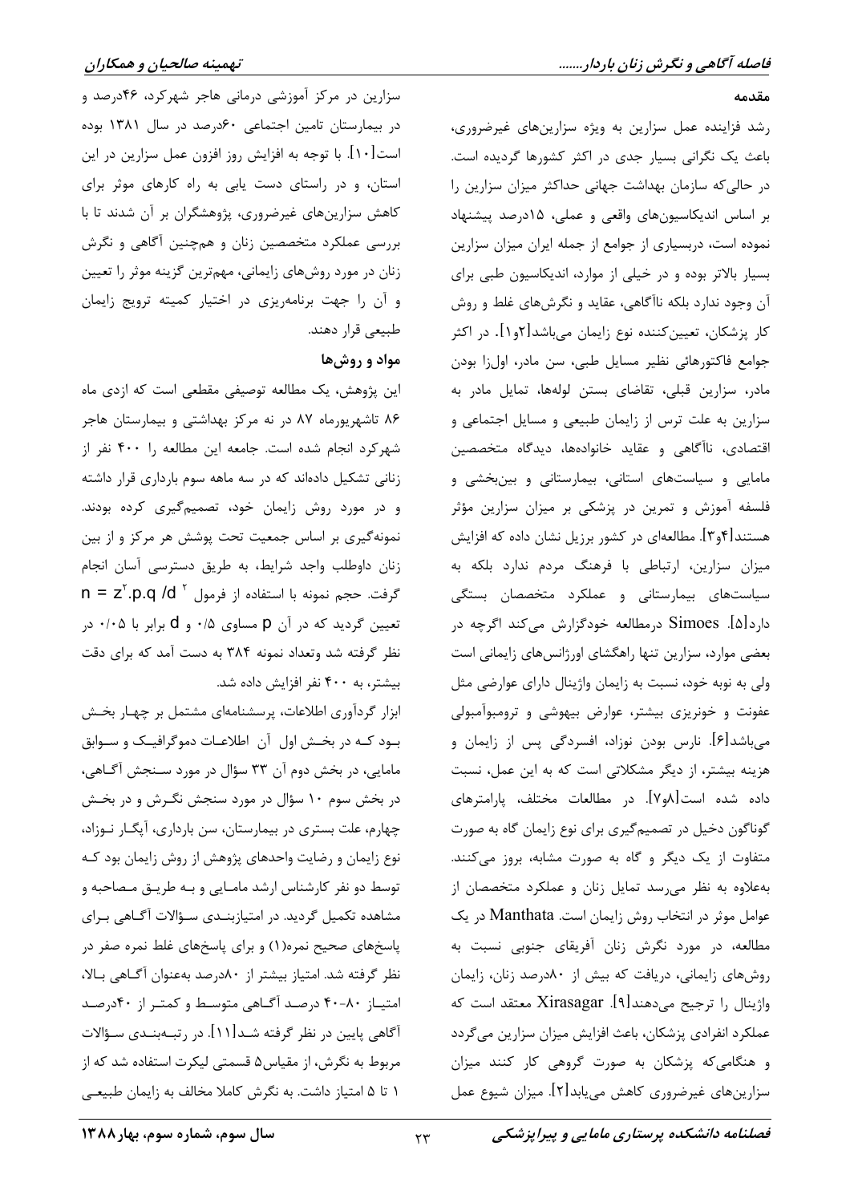## مقدمه

رشد فزاینده عمل سزارین به ویژه سزارین‌های غیرضروری، باعث یک نگرانی بسیار جدی در اکثر کشورها گردیده است. در حالی‌که سازمان بهداشت جهانی حداکثر میزان سزارین را بر اساس اندیکاسیون‌های واقعی و عملی، ۱۵درصد پیشنهاد نموده است، دربسیاری از جوامع از جمله ایران میزان سزارین بسیار بالاتر بوده و در خیلی از موارد، اندیکاسیون طبی برای آن وجود ندارد بلکه ناآگاهی، عقاید و نگرش‌های غلط و روش کار پزشکان، تعیین‌کننده نوع زایمان می‌باشد[۲و۱]. در اکثر جوامع فاکتورهائی نظیر مسایل طبی، سن مادر، اول‌زا بودن مادر، سزارین قبلی، تقاضای بستن لوله‌ها، تمایل مادر به سزارین به علت ترس از زایمان طبیعی و مسایل اجتماعی و اقتصادی، ناآگاهی و عقاید خانواده‌ها، دیدگاه متخصصین مامایی و سیاست‌های استانی، بیمارستانی و بین‌بخشی و فلسفه آموزش و تمرین در پزشکی بر میزان سزارین مؤثر هستند[۴و۳]. مطالعه‌ای در کشور برزیل نشان داده که افزایش میزان سزارین، ارتباطی با فرهنگ مردم ندارد بلکه به سیاست‌های بیمارستانی و عملکرد متخصصان بستگی دارد[۵]. Simoes درمطالعه خودگزارش می‌کند اگرچه در بعضی موارد، سزارین تنها راهگشای اورژانس‌های زایمانی است ولی به نوبه خود، نسبت به زایمان واژینال دارای عوارضی مثل عفونت و خونریزی بیشتر، عوارض بیهوشی و ترومبوآمبولی می‌باشد[۶]. نارس بودن نوزاد، افسردگی پس از زایمان و هزینه بیشتر، از دیگر مشکلاتی است که به این عمل، نسبت داده شده است[۸و۷]. در مطالعات مختلف، پارامترهای گوناگون دخیل در تصمیم‌گیری برای نوع زایمان گاه به صورت متفاوت از یک دیگر و گاه به صورت مشابه، بروز می‌کنند. به‌علاوه به نظر می‌رسد تمایل زنان و عملکرد متخصصان از عوامل موثر در انتخاب روش زایمان است. Manthata در یک مطالعه، در مورد نگرش زنان آفریقای جنوبی نسبت به روش‌های زایمانی، دریافت که بیش از ۸۰درصد زنان، زایمان واژینال را ترجیح می‌دهند[۹]. Xirasagar معتقد است که عملکرد انفرادی پزشکان، باعث افزایش میزان سزارین می‌گردد و هنگامی‌که پزشکان به صورت گروهی کار کنند میزان سزارین‌های غیرضروری کاهش می‌یابد[۲]. میزان شیوع عمل سزارین در مرکز آموزشی درمانی هاجر شهرکرد، ۴۶درصد و در بیمارستان تامین اجتماعی ۶۰درصد در سال ۱۳۸۱ بوده است[۱۰]. با توجه به افزایش روز افزون عمل سزارین در این استان، و در راستای دست یابی به راه کارهای موثر برای کاهش سزارین‌های غیرضروری، پژوهشگران بر آن شدند تا با بررسی عملکرد متخصصین زنان و هم‌چنین آگاهی و نگرش زنان در مورد روش‌های زایمانی، مهم‌ترین گزینه موثر را تعیین و آن را جهت برنامه‌ریزی در اختیار کمیته ترویج زایمان طبیعی قرار دهند.

## مواد و روش‌ها

این پژوهش، یک مطالعه توصیفی مقطعی است که ازدی ماه ۸۶ تاشهریورماه ۸۷ در نه مرکز بهداشتی و بیمارستان هاجر شهرکرد انجام شده است. جامعه این مطالعه را ۴۰۰ نفر از زنانی تشکیل داده‌اند که در سه ماهه سوم بارداری قرار داشته و در مورد روش زایمان خود، تصمیم‌گیری کرده بودند. نمونه‌گیری بر اساس جمعیت تحت پوشش هر مرکز و از بین زنان داوطلب واجد شرایط، به طریق دسترسی آسان انجام گرفت. حجم نمونه با استفاده از فرمول $n = z^2.p.q / d^2$ تعیین گردید که در آن p مساوی ۰/۵ و d برابر با ۰/۰۵ در نظر گرفته شد وتعداد نمونه ۳۸۴ به دست آمد که برای دقت بیشتر، به ۴۰۰ نفر افزایش داده شد.

ابزار گردآوری اطلاعات، پرسشنامه‌ای مشتمل بر چهار بخش بود که در بخش اول آن اطلاعات دموگرافیک و سوابق مامایی، در بخش دوم آن ۳۳ سؤال در مورد سنجش آگاهی، در بخش سوم ۱۰ سؤال در مورد سنجش نگرش و در بخش چهارم، علت بستری در بیمارستان، سن بارداری، آپگار نوزاد، نوع زایمان و رضایت واحدهای پژوهش از روش زایمان بود که توسط دو نفر کارشناس ارشد مامایی و به طریق مصاحبه و مشاهده تکمیل گردید. در امتیازبندی سؤالات آگاهی برای پاسخ‌های صحیح نمره(۱) و برای پاسخ‌های غلط نمره صفر در نظر گرفته شد. امتیاز بیشتر از ۸۰درصد به‌عنوان آگاهی بالا، امتیاز ۸۰-۴۰ درصد آگاهی متوسط و کمتر از ۴۰درصد آگاهی پایین در نظر گرفته شد[۱۱]. در رتبه‌بندی سؤالات مربوط به نگرش، از مقیاس۵ قسمتی لیکرت استفاده شد که از ۱ تا ۵ امتیاز داشت. به نگرش کاملا مخالف به زایمان طبیعی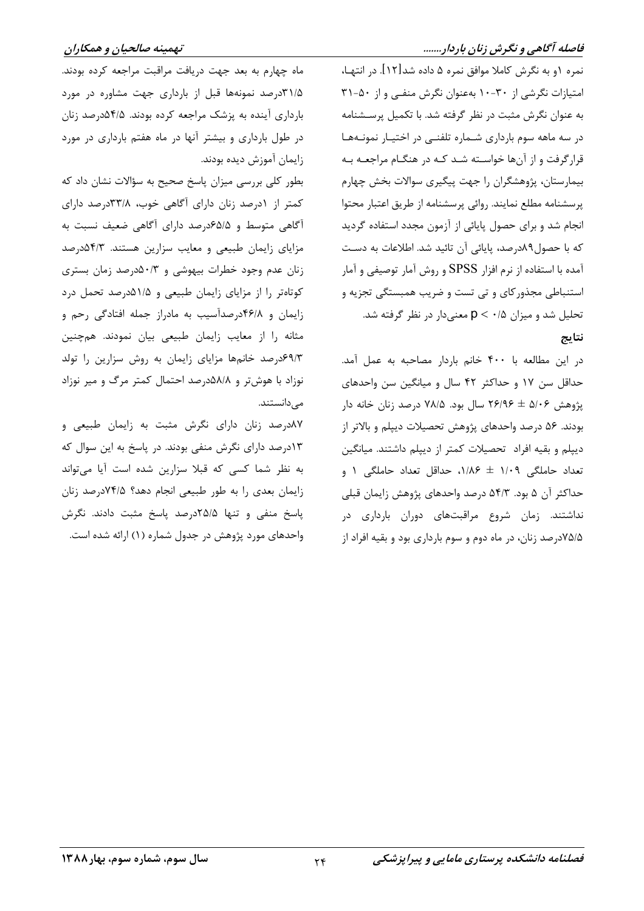نمره ۱و به نگرش کاملا موافق نمره ۵ داده شد[۱۲]. در انتها، امتیازات نگرشی از ۳۰-۱۰ به‌عنوان نگرش منفی و از ۵۰-۳۱ به عنوان نگرش مثبت در نظر گرفته شد. با تکمیل پرسشنامه در سه ماهه سوم بارداری شماره تلفنی در اختیار نمونه‌ها قرارگرفت و از آن‌ها خواسته شد که در هنگام مراجعه به بیمارستان، پژوهشگران را جهت پیگیری سوالات بخش چهارم پرسشنامه مطلع نمایند. روائی پرسشنامه از طریق اعتبار محتوا انجام شد و برای حصول پایائی از آزمون مجدد استفاده گردید که با حصول۸۹درصد، پایائی آن تائید شد. اطلاعات به دست آمده با استفاده از نرم افزار SPSS و روش آمار توصیفی و آمار استنباطی مجذورکای و تی تست و ضریب همبستگی تجزیه و تحلیل شد و میزان $p < ۰/۵$ معنی‌دار در نظر گرفته شد.

### نتایج

در این مطالعه با ۴۰۰ خانم باردار مصاحبه به عمل آمد. حداقل سن ۱۷ و حداکثر ۴۲ سال و میانگین سن واحدهای پژوهش ۵/۰۶ ± ۲۶/۹۶ سال بود. ۷۸/۵ درصد زنان خانه دار بودند. ۵۶ درصد واحدهای پژوهش تحصیلات دیپلم و بالاتر از دیپلم و بقیه افراد تحصیلات کمتر از دیپلم داشتند. میانگین تعداد حاملگی ۱/۰۹ ± ۱/۸۶، حداقل تعداد حاملگی ۱ و حداکثر آن ۵ بود. ۵۴/۳ درصد واحدهای پژوهش زایمان قبلی نداشتند. زمان شروع مراقبت‌های دوران بارداری در ۷۵/۵درصد زنان، در ماه دوم و سوم بارداری بود و بقیه افراد از ماه چهارم به بعد جهت دریافت مراقبت مراجعه کرده بودند. ۳۱/۵درصد نمونه‌ها قبل از بارداری جهت مشاوره در مورد بارداری آینده به پزشک مراجعه کرده بودند. ۵۴/۵درصد زنان در طول بارداری و بیشتر آنها در ماه هفتم بارداری در مورد زایمان آموزش دیده بودند.

بطور کلی بررسی میزان پاسخ صحیح به سؤالات نشان داد که کمتر از ۱درصد زنان دارای آگاهی خوب، ۳۳/۸درصد دارای آگاهی متوسط و ۶۵/۵درصد دارای آگاهی ضعیف نسبت به مزایای زایمان طبیعی و معایب سزارین هستند. ۵۴/۳درصد زنان عدم وجود خطرات بیهوشی و ۵۰/۳درصد زمان بستری کوتاه‌تر را از مزایای زایمان طبیعی و ۵۱/۵درصد تحمل درد زایمان و ۴۶/۸درصدآسیب به مادراز جمله افتادگی رحم و مثانه را از معایب زایمان طبیعی بیان نمودند. همچنین ۶۹/۳درصد خانم‌ها مزایای زایمان به روش سزارین را تولد نوزاد با هوش‌تر و ۵۸/۸درصد احتمال کمتر مرگ و میر نوزاد می‌دانستند.

۸۷درصد زنان دارای نگرش مثبت به زایمان طبیعی و ۱۳درصد دارای نگرش منفی بودند. در پاسخ به این سوال که به نظر شما کسی که قبلا سزارین شده است آیا می‌تواند زایمان بعدی را به طور طبیعی انجام دهد؟ ۷۴/۵درصد زنان پاسخ منفی و تنها ۲۵/۵درصد پاسخ مثبت دادند. نگرش واحدهای مورد پژوهش در جدول شماره (۱) ارائه شده است.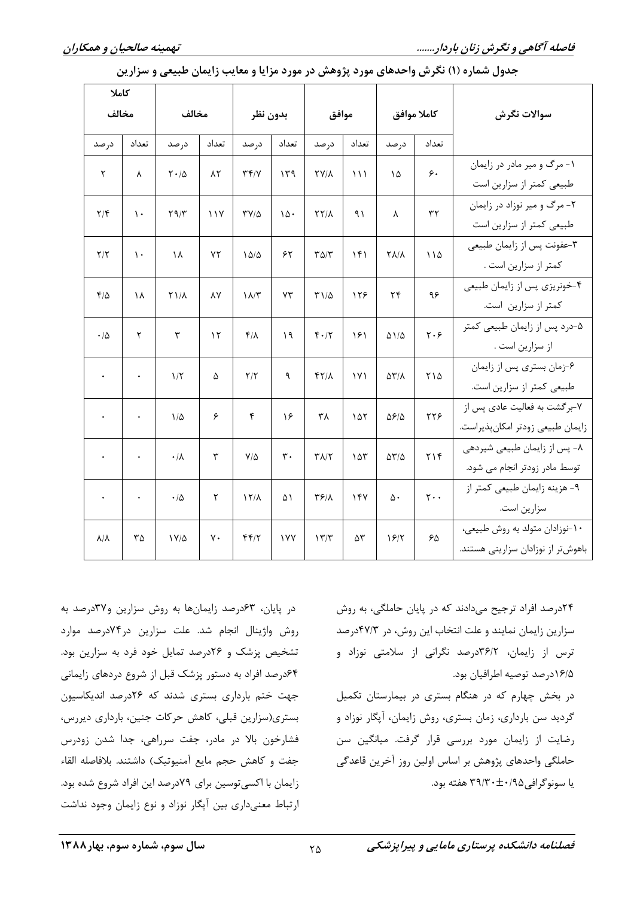جدول شماره (۱) نگرش واحدهای مورد پژوهش در مورد مزایا و معایب زایمان طبیعی و سزارین

| سوالات نگرش | کاملا موافق | | موافق | | بدون نظر | | مخالف | | کاملا مخالف | |
|---|---|---|---|---|---|---|---|---|---|---|
| | تعداد | درصد | تعداد | درصد | تعداد | درصد | تعداد | درصد | تعداد | درصد |
| ۱- مرگ و میر مادر در زایمان طبیعی کمتر از سزارین است | ۶۰ | ۱۵ | ۱۱۱ | ۲۷/۸ | ۱۳۹ | ۳۴/۷ | ۸۲ | ۲۰/۵ | ۸ | ۲ |
| ۲- مرگ و میر نوزاد در زایمان طبیعی کمتر از سزارین است | ۳۲ | ۸ | ۹۱ | ۲۲/۸ | ۱۵۰ | ۳۷/۵ | ۱۱۷ | ۲۹/۳ | ۱۰ | ۲/۴ |
| ۳-عفونت پس از زایمان طبیعی کمتر از سزارین است . | ۱۱۵ | ۲۸/۸ | ۱۴۱ | ۳۵/۳ | ۶۲ | ۱۵/۵ | ۷۲ | ۱۸ | ۱۰ | ۲/۲ |
| ۴-خونریزی پس از زایمان طبیعی کمتر از سزارین است. | ۹۶ | ۲۴ | ۱۲۶ | ۳۱/۵ | ۷۳ | ۱۸/۳ | ۸۷ | ۲۱/۸ | ۱۸ | ۴/۵ |
| ۵-درد پس از زایمان طبیعی کمتر از سزارین است . | ۲۰۶ | ۵۱/۵ | ۱۶۱ | ۴۰/۲ | ۱۹ | ۴/۸ | ۱۲ | ۳ | ۲ | ۰/۵ |
| ۶-زمان بستری پس از زایمان طبیعی کمتر از سزارین است. | ۲۱۵ | ۵۳/۸ | ۱۷۱ | ۴۲/۸ | ۹ | ۲/۲ | ۵ | ۱/۲ | ۰ | ۰ |
| ۷-برگشت به فعالیت عادی پس از زایمان طبیعی زودتر امکان‌پذیراست. | ۲۲۶ | ۵۶/۵ | ۱۵۲ | ۳۸ | ۱۶ | ۴ | ۶ | ۱/۵ | ۰ | ۰ |
| ۸- پس از زایمان طبیعی شیردهی توسط مادر زودتر انجام می شود. | ۲۱۴ | ۵۳/۵ | ۱۵۳ | ۳۸/۲ | ۳۰ | ۷/۵ | ۳ | ۰/۸ | ۰ | ۰ |
| ۹- هزینه زایمان طبیعی کمتر از سزارین است. | ۲۰۰ | ۵۰ | ۱۴۷ | ۳۶/۸ | ۵۱ | ۱۲/۸ | ۲ | ۰/۵ | ۰ | ۰ |
| ۱۰-نوزادان متولد به روش طبیعی، باهوش‌تر از نوزادان سزارینی هستند. | ۶۵ | ۱۶/۲ | ۵۳ | ۱۳/۳ | ۱۷۷ | ۴۴/۲ | ۷۰ | ۱۷/۵ | ۳۵ | ۸/۸ |

۲۴درصد افراد ترجیح می‌دادند که در پایان حاملگی، به روش سزارین زایمان نمایند و علت انتخاب این روش، در ۴۷/۳درصد ترس از زایمان، ۳۶/۲درصد نگرانی از سلامتی نوزاد و ۱۶/۵درصد توصیه اطرافیان بود.

در بخش چهارم که در هنگام بستری در بیمارستان تکمیل گردید سن بارداری، زمان بستری، روش زایمان، آپگار نوزاد و رضایت از زایمان مورد بررسی قرار گرفت. میانگین سن حاملگی واحدهای پژوهش بر اساس اولین روز آخرین قاعدگی یا سونوگرافی ۰/۹۵±۳۹/۳۰ هفته بود.

در پایان، ۶۳درصد زایمان‌ها به روش سزارین و۳۷درصد به روش واژینال انجام شد. علت سزارین در۷۴درصد موارد تشخیص پزشک و ۲۶درصد تمایل خود فرد به سزارین بود. ۶۴درصد افراد به دستور پزشک قبل از شروع دردهای زایمانی جهت ختم بارداری بستری شدند که ۲۶درصد اندیکاسیون بستری(سزارین قبلی، کاهش حرکات جنین، بارداری دیررس، فشارخون بالا در مادر، جفت سرراهی، جدا شدن زودرس جفت و کاهش حجم مایع آمنیوتیک) داشتند. بلافاصله القاء زایمان با اکسی‌توسین برای ۷۹درصد این افراد شروع شده بود. ارتباط معنی‌داری بین آپگار نوزاد و نوع زایمان وجود نداشت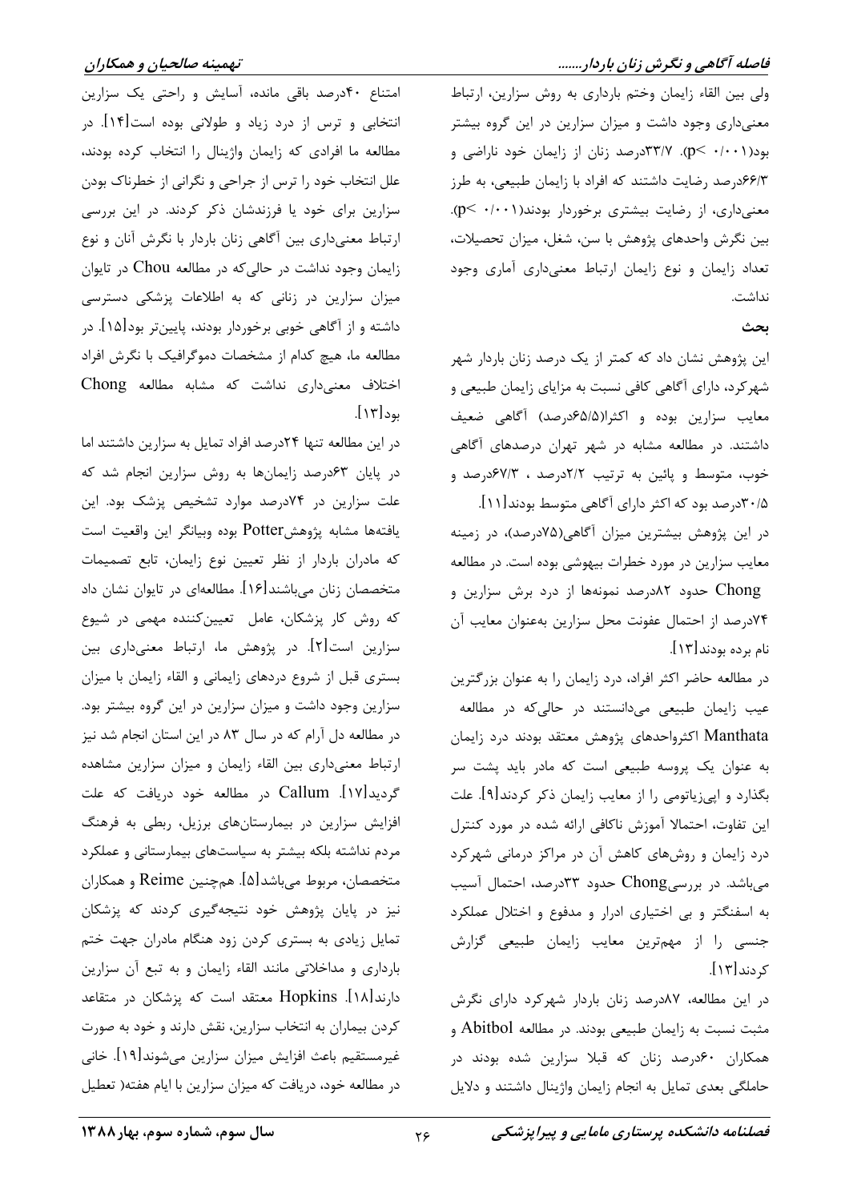ولی بین القاء زایمان وختم بارداری به روش سزارین، ارتباط معنی‌داری وجود داشت و میزان سزارین در این گروه بیشتر بود($p< ۰/۰۰۱$). ۳۳/۷درصد زنان از زایمان خود ناراضی و ۶۶/۳درصد رضایت داشتند که افراد با زایمان طبیعی، به طرز معنی‌داری، از رضایت بیشتری برخوردار بودند($p< ۰/۰۰۱$). بین نگرش واحدهای پژوهش با سن، شغل، میزان تحصیلات، تعداد زایمان و نوع زایمان ارتباط معنی‌داری آماری وجود نداشت.

**بحث**

این پژوهش نشان داد که کمتر از یک درصد زنان باردار شهر شهرکرد، دارای آگاهی کافی نسبت به مزایای زایمان طبیعی و معایب سزارین بوده و اکثرا(۶۵/۵درصد) آگاهی ضعیف داشتند. در مطالعه مشابه در شهر تهران درصدهای آگاهی خوب، متوسط و پائین به ترتیب ۲/۲درصد ، ۶۷/۳درصد و ۳۰/۵درصد بود که اکثر دارای آگاهی متوسط بودند[۱۱].

در این پژوهش بیشترین میزان آگاهی(۷۵درصد)، در زمینه معایب سزارین در مورد خطرات بیهوشی بوده است. در مطالعه Chong حدود ۸۲درصد نمونه‌ها از درد برش سزارین و ۷۴درصد از احتمال عفونت محل سزارین به‌عنوان معایب آن نام برده بودند[۱۳].

در مطالعه حاضر اکثر افراد، درد زایمان را به عنوان بزرگترین عیب زایمان طبیعی می‌دانستند در حالی‌که در مطالعه Manthata اکثرواحدهای پژوهش معتقد بودند درد زایمان به عنوان یک پروسه طبیعی است که مادر باید پشت سر بگذارد و اپی‌زیاتومی را از معایب زایمان ذکر کردند[۹]. علت این تفاوت، احتمالا آموزش ناکافی ارائه شده در مورد کنترل درد زایمان و روش‌های کاهش آن در مراکز درمانی شهرکرد می‌باشد. در بررسیChong حدود ۳۳درصد، احتمال آسیب به اسفنگتر و بی اختیاری ادرار و مدفوع و اختلال عملکرد جنسی را از مهم‌ترین معایب زایمان طبیعی گزارش کردند[۱۳].

در این مطالعه، ۸۷درصد زنان باردار شهرکرد دارای نگرش مثبت نسبت به زایمان طبیعی بودند. در مطالعه Abitbol و همکاران ۶۰درصد زنان که قبلا سزارین شده بودند در حاملگی بعدی تمایل به انجام زایمان واژینال داشتند و دلایل امتناع ۴۰درصد باقی مانده، آسایش و راحتی یک سزارین انتخابی و ترس از درد زیاد و طولانی بوده است[۱۴]. در مطالعه ما افرادی که زایمان واژینال را انتخاب کرده بودند، علل انتخاب خود را ترس از جراحی و نگرانی از خطرناک بودن سزارین برای خود یا فرزندشان ذکر کردند. در این بررسی ارتباط معنی‌داری بین آگاهی زنان باردار با نگرش آنان و نوع زایمان وجود نداشت در حالی‌که در مطالعه Chou در تایوان میزان سزارین در زنانی که به اطلاعات پزشکی دسترسی داشته و از آگاهی خوبی برخوردار بودند، پایین‌تر بود[۱۵]. در مطالعه ما، هیچ کدام از مشخصات دموگرافیک با نگرش افراد اختلاف معنی‌داری نداشت که مشابه مطالعه Chong بود[۱۳].

در این مطالعه تنها ۲۴درصد افراد تمایل به سزارین داشتند اما در پایان ۶۳درصد زایمان‌ها به روش سزارین انجام شد که علت سزارین در ۷۴درصد موارد تشخیص پزشک بود. این یافته‌ها مشابه پژوهشPotter بوده وبیانگر این واقعیت است که مادران باردار از نظر تعیین نوع زایمان، تابع تصمیمات متخصصان زنان می‌باشند[۱۶]. مطالعه‌ای در تایوان نشان داد که روش کار پزشکان، عامل تعیین‌کننده مهمی در شیوع سزارین است[۲]. در پژوهش ما، ارتباط معنی‌داری بین بستری قبل از شروع دردهای زایمانی و القاء زایمان با میزان سزارین وجود داشت و میزان سزارین در این گروه بیشتر بود. در مطالعه دل آرام که در سال ۸۳ در این استان انجام شد نیز ارتباط معنی‌داری بین القاء زایمان و میزان سزارین مشاهده گردید[۱۷]. Callum در مطالعه خود دریافت که علت افزایش سزارین در بیمارستان‌های برزیل، ربطی به فرهنگ مردم نداشته بلکه بیشتر به سیاست‌های بیمارستانی و عملکرد متخصصان، مربوط می‌باشد[۵]. هم‌چنین Reime و همکاران نیز در پایان پژوهش خود نتیجه‌گیری کردند که پزشکان تمایل زیادی به بستری کردن زود هنگام مادران جهت ختم بارداری و مداخلاتی مانند القاء زایمان و به تبع آن سزارین دارند[۱۸]. Hopkins معتقد است که پزشکان در متقاعد کردن بیماران به انتخاب سزارین، نقش دارند و خود به صورت غیرمستقیم باعث افزایش میزان سزارین می‌شوند[۱۹]. خانی در مطالعه خود، دریافت که میزان سزارین با ایام هفته( تعطیل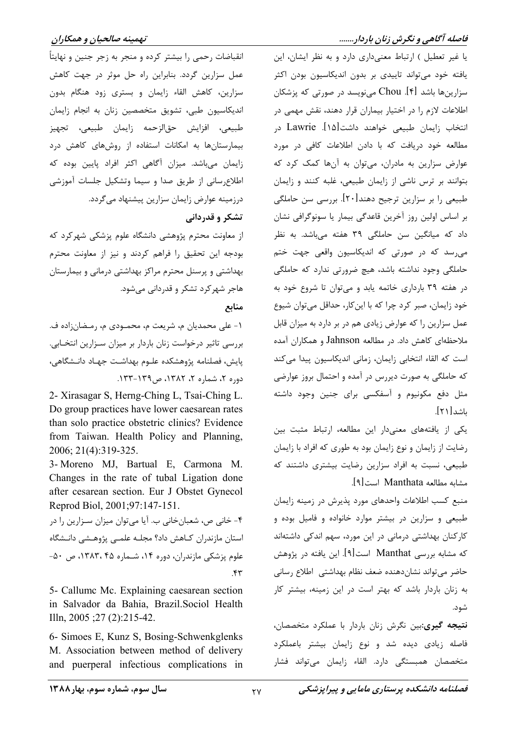یا غیر تعطیل ) ارتباط معنی‌داری دارد و به نظر ایشان، این یافته خود می‌تواند تاییدی بر بدون اندیکاسیون بودن اکثر سزارین‌ها باشد [۴]. Chou می‌نویسد در صورتی که پزشکان اطلاعات لازم را در اختیار بیماران قرار دهند، نقش مهمی در انتخاب زایمان طبیعی خواهند داشت[۱۵]. Lawrie در مطالعه خود دریافت که با دادن اطلاعات کافی در مورد عوارض سزارین به مادران، می‌توان به آن‌ها کمک کرد که بتوانند بر ترس ناشی از زایمان طبیعی، غلبه کنند و زایمان طبیعی را بر سزارین ترجیح دهند[۲۰]. بررسی سن حاملگی بر اساس اولین روز آخرین قاعدگی بیمار یا سونوگرافی نشان داد که میانگین سن حاملگی ۳۹ هفته می‌باشد. به نظر می‌رسد که در صورتی که اندیکاسیون واقعی جهت ختم حاملگی وجود نداشته باشد، هیچ ضرورتی ندارد که حاملگی در هفته ۳۹ بارداری خاتمه یابد و می‌توان تا شروع خود به خود زایمان، صبر کرد چرا که با این‌کار، حداقل می‌توان شیوع عمل سزارین را که عوارض زیادی هم در بر دارد به میزان قابل ملاحظه‌ای کاهش داد. در مطالعه Jahnson و همکاران آمده است که القاء انتخابی زایمان، زمانی اندیکاسیون پیدا می‌کند که حاملگی به صورت دیررس در آمده و احتمال بروز عوارضی مثل دفع مکونیوم و آسفکسی برای جنین وجود داشته باشد[۲۱].

یکی از یافته‌های معنی‌دار این مطالعه، ارتباط مثبت بین رضایت از زایمان و نوع زایمان بود به طوری که افراد با زایمان طبیعی، نسبت به افراد سزارین رضایت بیشتری داشتند که مشابه مطالعه Manthata است[۹].

منبع کسب اطلاعات واحدهای مورد پذیرش در زمینه زایمان طبیعی و سزارین در بیشتر موارد خانواده و فامیل بوده و کارکنان بهداشتی درمانی در این مورد، سهم اندکی داشته‌اند که مشابه بررسی Manthat است[۹]. این یافته در پژوهش حاضر می‌تواند نشان‌دهنده ضعف نظام بهداشتی اطلاع رسانی به زنان باردار باشد که بهتر است در این زمینه، بیشتر کار شود.

**نتیجه گیری:** بین نگرش زنان باردار با عملکرد متخصصان، فاصله زیادی دیده شد و نوع زایمان بیشتر باعملکرد متخصصان همبستگی دارد. القاء زایمان می‌تواند فشار انقباضات رحمی را بیشتر کرده و منجر به زجر جنین و نهایتاً عمل سزارین گردد. بنابراین راه حل موثر در جهت کاهش سزارین، کاهش القاء زایمان و بستری زود هنگام بدون اندیکاسیون طبی، تشویق متخصصین زنان به انجام زایمان طبیعی، افزایش حق‌الزحمه زایمان طبیعی، تجهیز بیمارستان‌ها به امکانات استفاده از روش‌های کاهش درد زایمان می‌باشد. میزان آگاهی اکثر افراد پایین بوده که اطلاع‌رسانی از طریق صدا و سیما وتشکیل جلسات آموزشی درزمینه عوارض زایمان سزارین پیشنهاد می‌گردد.

### تشکر و قدردانی

از معاونت محترم پژوهشی دانشگاه علوم پزشکی شهرکرد که بودجه این تحقیق را فراهم کردند و نیز از معاونت محترم بهداشتی و پرسنل محترم مراکز بهداشتی درمانی و بیمارستان هاجر شهرکرد تشکر و قدردانی می‌شود.

### منابع

۱- علی محمدیان م، شریعت م، محمودی م، رمضان‌زاده ف. بررسی تاثیر درخواست زنان باردار بر میزان سزارین انتخابی. پایش، فصلنامه پژوهشکده علوم بهداشت جهاد دانشگاهی، دوره ۲، شماره ۲، ۱۳۸۲، ص۱۳۹-۱۳۳.

2- Xirasagar S, Herng-Ching L, Tsai-Ching L. Do group practices have lower caesarean rates than solo practice obstetric clinics? Evidence from Taiwan. Health Policy and Planning, 2006; 21(4):319-325.

3- Moreno MJ, Bartual E, Carmona M. Changes in the rate of tubal Ligation done after cesarean section. Eur J Obstet Gynecol Reprod Biol, 2001;97:147-151.

۴- خانی ص، شعبان‌خانی ب. آیا می‌توان میزان سزارین را در استان مازندران کاهش داد؟ مجله علمی پژوهشی دانشگاه علوم پزشکی مازندران، دوره ۱۴، شماره ۴۵، ۱۳۸۳، ص ۵۰-۴۳.

5- Callumc Mc. Explaining caesarean section in Salvador da Bahia, Brazil.Sociol Health Illn, 2005 ;27 (2):215-42.

6- Simoes E, Kunz S, Bosing-Schwenkglenks M. Association between method of delivery and puerperal infectious complications in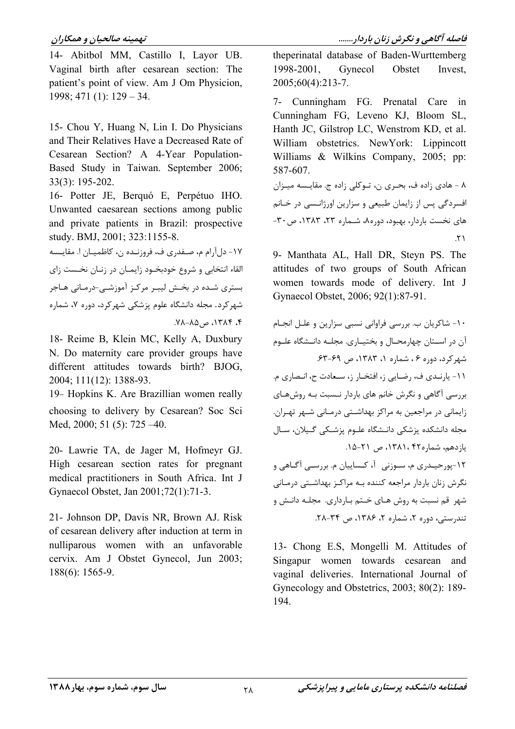theperinatal database of Baden-Wurttemberg 1998-2001, Gynecol Obstet Invest, 2005;60(4):213-7.

7- Cunningham FG. Prenatal Care in Cunningham FG, Leveno KJ, Bloom SL, Hanth JC, Gilstrop LC, Wenstrom KD, et al. William obstetrics. NewYork: Lippincott Williams & Wilkins Company, 2005; pp: 587-607.

۸ - هادی زاده ف، بحری ن، توکلی زاده ج. مقایسه میزان افسردگی پس از زایمان طبیعی و سزارین اورژانسی در خانم های نخست باردار، بهبود، دوره۸، شماره ۲۳، ۱۳۸۳، ص ۳۰-۲۱.

9- Manthata AL, Hall DR, Steyn PS. The attitudes of two groups of South African women towards mode of delivery. Int J Gynaecol Obstet, 2006; 92(1):87-91.

۱۰- شاکریان ب. بررسی فراوانی نسبی سزارین و علل انجام آن در استان چهارمحال و بختیاری. مجله دانشگاه علوم شهرکرد، دوره ۶ ، شماره ۱، ۱۳۸۳، ص ۶۹-۶۳.

۱۱- یارندی ف، رضایی ز، افتخار ز، سعادت ح، انصاری م. بررسی آگاهی و نگرش خانم های باردار نسبت به روش‌های زایمانی در مراجعین به مراکز بهداشتی درمانی شهر تهران. مجله دانشکده پزشکی دانشگاه علوم پزشکی گیلان، سال یازدهم، شماره۴۲، ۱۳۸۱، ص ۲۱-۱۵.

۱۲-پورحیدری م، سوزنی آ، کساییان م. بررسی آگاهی و نگرش زنان باردار مراجعه کننده به مراکز بهداشتی درمانی شهر قم نسبت به روش های ختم بارداری. مجله دانش و تندرستی، دوره ۲، شماره ۲، ۱۳۸۶، ص ۳۴-۲۸.

13- Chong E.S, Mongelli M. Attitudes of Singapur women towards cesarean and vaginal deliveries. International Journal of Gynecology and Obstetrics, 2003; 80(2): 189-194.

14- Abitbol MM, Castillo I, Layor UB. Vaginal birth after cesarean section: The patient's point of view. Am J Om Physicion, 1998; 471 (1): 129 – 34.

15- Chou Y, Huang N, Lin I. Do Physicians and Their Relatives Have a Decreased Rate of Cesarean Section? A 4-Year Population-Based Study in Taiwan. September 2006; 33(3): 195-202.

16- Potter JE, Berquó E, Perpétuo IHO. Unwanted caesarean sections among public and private patients in Brazil: prospective study. BMJ, 2001; 323:1155-8.

۱۷- دل‌آرام م، صفدری ف، فروزنده ن، کاظمیان ا. مقایسه القاء انتخابی و شروع خودبخود زایمان در زنان نخست زای بستری شده در بخش لیبر مرکز آموزشی-درمانی هاجر شهرکرد. مجله دانشگاه علوم پزشکی شهرکرد، دوره ۷، شماره ۴، ۱۳۸۴، ص۸۵-۷۸.

18- Reime B, Klein MC, Kelly A, Duxbury N. Do maternity care provider groups have different attitudes towards birth? BJOG, 2004; 111(12): 1388-93.

19- Hopkins K. Are Brazillian women really choosing to delivery by Cesarean? Soc Sci Med, 2000; 51 (5): 725 –40.

20- Lawrie TA, de Jager M, Hofmeyr GJ. High cesarean section rates for pregnant medical practitioners in South Africa. Int J Gynaecol Obstet, Jan 2001;72(1):71-3.

21- Johnson DP, Davis NR, Brown AJ. Risk of cesarean delivery after induction at term in nulliparous women with an unfavorable cervix. Am J Obstet Gynecol, Jun 2003; 188(6): 1565-9.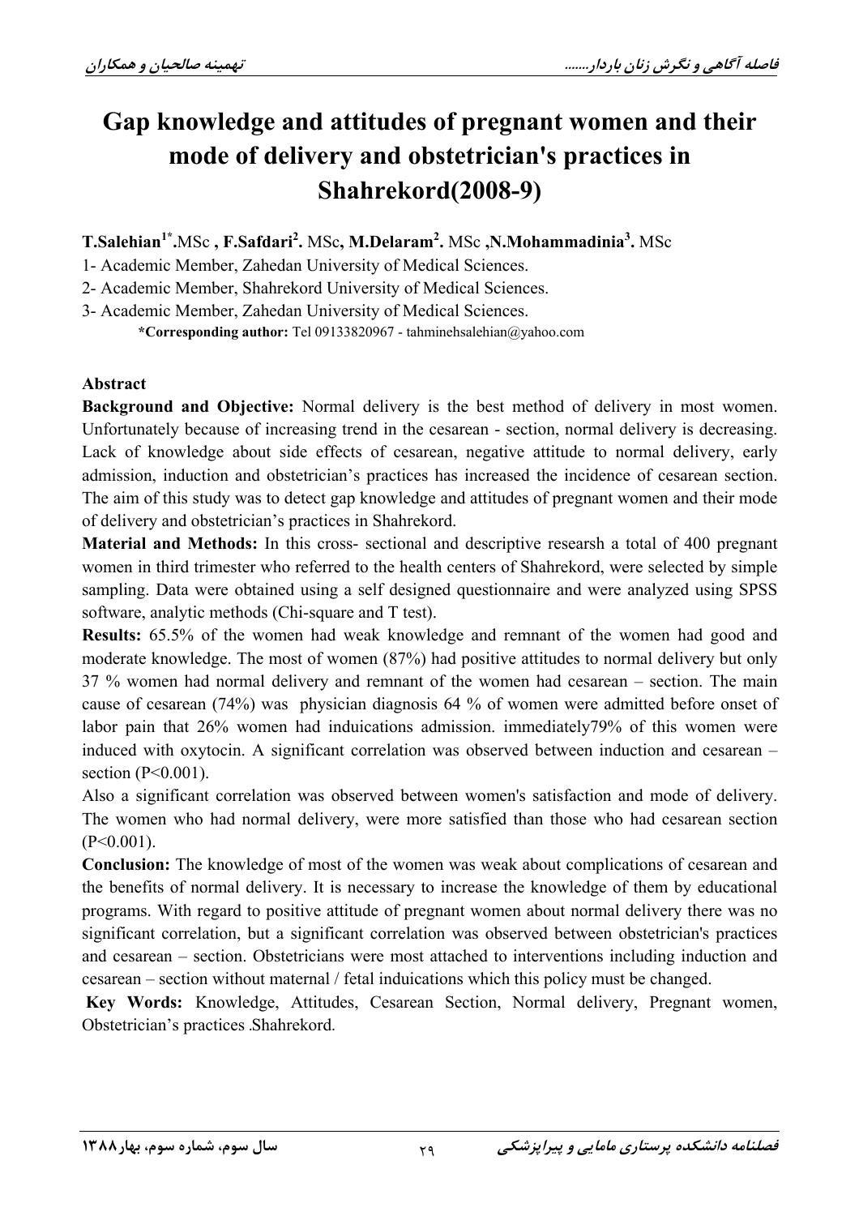# Gap knowledge and attitudes of pregnant women and their mode of delivery and obstetrician's practices in Shahrekord(2008-9)

**T.Salehian[1*].**MSc , **F.Safdari[2].** MSc**, M.Delaram[2].** MSc **,N.Mohammadinia[3].** MSc

1- Academic Member, Zahedan University of Medical Sciences.

2- Academic Member, Shahrekord University of Medical Sciences.

3- Academic Member, Zahedan University of Medical Sciences.

**\*Corresponding author:** Tel 09133820967 - tahminehsalehian@yahoo.com

**Abstract**

**Background and Objective:** Normal delivery is the best method of delivery in most women. Unfortunately because of increasing trend in the cesarean - section, normal delivery is decreasing. Lack of knowledge about side effects of cesarean, negative attitude to normal delivery, early admission, induction and obstetrician's practices has increased the incidence of cesarean section. The aim of this study was to detect gap knowledge and attitudes of pregnant women and their mode of delivery and obstetrician's practices in Shahrekord.

**Material and Methods:** In this cross- sectional and descriptive researsh a total of 400 pregnant women in third trimester who referred to the health centers of Shahrekord, were selected by simple sampling. Data were obtained using a self designed questionnaire and were analyzed using SPSS software, analytic methods (Chi-square and T test).

**Results:** 65.5% of the women had weak knowledge and remnant of the women had good and moderate knowledge. The most of women (87%) had positive attitudes to normal delivery but only 37 % women had normal delivery and remnant of the women had cesarean – section. The main cause of cesarean (74%) was physician diagnosis 64 % of women were admitted before onset of labor pain that 26% women had induications admission. immediately79% of this women were induced with oxytocin. A significant correlation was observed between induction and cesarean – section ($P<0.001$).

Also a significant correlation was observed between women's satisfaction and mode of delivery. The women who had normal delivery, were more satisfied than those who had cesarean section ($P<0.001$).

**Conclusion:** The knowledge of most of the women was weak about complications of cesarean and the benefits of normal delivery. It is necessary to increase the knowledge of them by educational programs. With regard to positive attitude of pregnant women about normal delivery there was no significant correlation, but a significant correlation was observed between obstetrician's practices and cesarean – section. Obstetricians were most attached to interventions including induction and cesarean – section without maternal / fetal induications which this policy must be changed.

**Key Words:** Knowledge, Attitudes, Cesarean Section, Normal delivery, Pregnant women, Obstetrician's practices .Shahrekord.